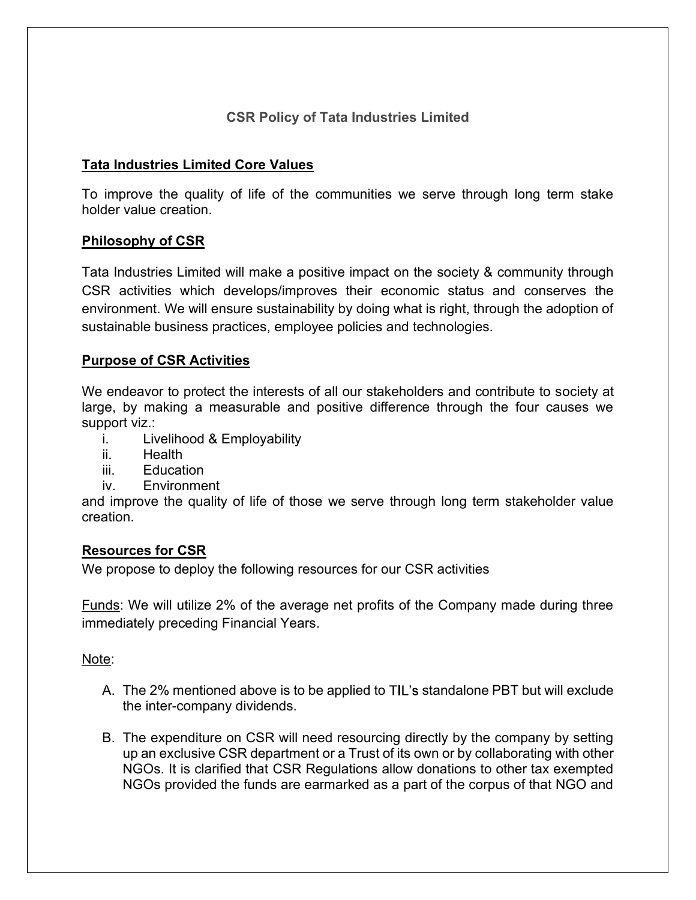# CSR Policy of Tata Industries Limited

## Tata Industries Limited Core Values

To improve the quality of life of the communities we serve through long term stake holder value creation.

## Philosophy of CSR

Tata Industries Limited will make a positive impact on the society & community through CSR activities which develops/improves their economic status and conserves the environment. We will ensure sustainability by doing what is right, through the adoption of sustainable business practices, employee policies and technologies.

## Purpose of CSR Activities

We endeavor to protect the interests of all our stakeholders and contribute to society at large, by making a measurable and positive difference through the four causes we support viz.:

i. Livelihood & Employability
ii. Health
iii. Education
iv. Environment

and improve the quality of life of those we serve through long term stakeholder value creation.

## Resources for CSR

We propose to deploy the following resources for our CSR activities

Funds: We will utilize 2% of the average net profits of the Company made during three immediately preceding Financial Years.

Note:

A. The 2% mentioned above is to be applied to TIL's standalone PBT but will exclude the inter-company dividends.

B. The expenditure on CSR will need resourcing directly by the company by setting up an exclusive CSR department or a Trust of its own or by collaborating with other NGOs. It is clarified that CSR Regulations allow donations to other tax exempted NGOs provided the funds are earmarked as a part of the corpus of that NGO and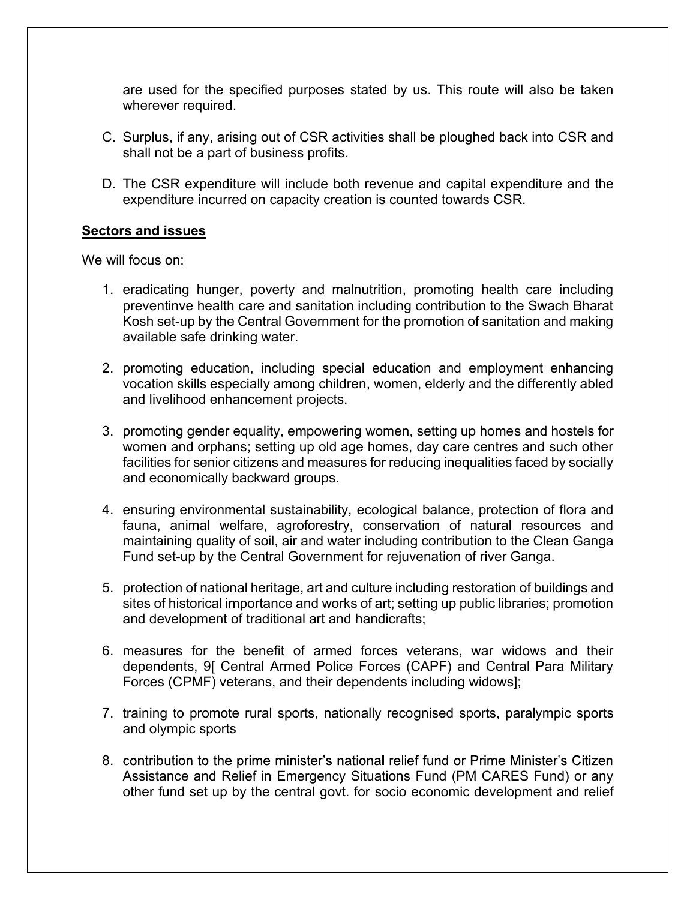are used for the specified purposes stated by us. This route will also be taken wherever required.

C. Surplus, if any, arising out of CSR activities shall be ploughed back into CSR and shall not be a part of business profits.

D. The CSR expenditure will include both revenue and capital expenditure and the expenditure incurred on capacity creation is counted towards CSR.

## Sectors and issues

We will focus on:

1. eradicating hunger, poverty and malnutrition, promoting health care including preventinve health care and sanitation including contribution to the Swach Bharat Kosh set-up by the Central Government for the promotion of sanitation and making available safe drinking water.

2. promoting education, including special education and employment enhancing vocation skills especially among children, women, elderly and the differently abled and livelihood enhancement projects.

3. promoting gender equality, empowering women, setting up homes and hostels for women and orphans; setting up old age homes, day care centres and such other facilities for senior citizens and measures for reducing inequalities faced by socially and economically backward groups.

4. ensuring environmental sustainability, ecological balance, protection of flora and fauna, animal welfare, agroforestry, conservation of natural resources and maintaining quality of soil, air and water including contribution to the Clean Ganga Fund set-up by the Central Government for rejuvenation of river Ganga.

5. protection of national heritage, art and culture including restoration of buildings and sites of historical importance and works of art; setting up public libraries; promotion and development of traditional art and handicrafts;

6. measures for the benefit of armed forces veterans, war widows and their dependents, 9[ Central Armed Police Forces (CAPF) and Central Para Military Forces (CPMF) veterans, and their dependents including widows];

7. training to promote rural sports, nationally recognised sports, paralympic sports and olympic sports

8. contribution to the prime minister's national relief fund or Prime Minister's Citizen Assistance and Relief in Emergency Situations Fund (PM CARES Fund) or any other fund set up by the central govt. for socio economic development and relief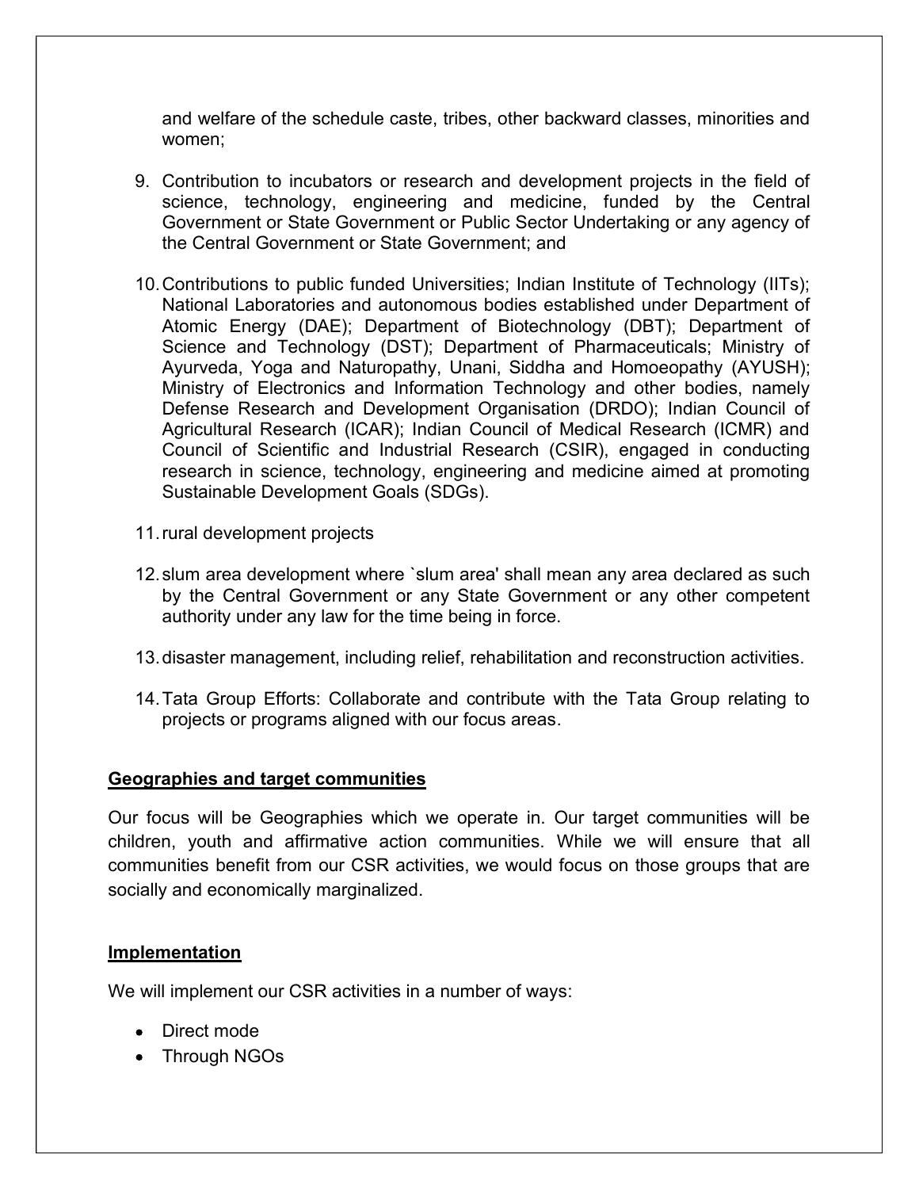and welfare of the schedule caste, tribes, other backward classes, minorities and women;

9. Contribution to incubators or research and development projects in the field of science, technology, engineering and medicine, funded by the Central Government or State Government or Public Sector Undertaking or any agency of the Central Government or State Government; and

10. Contributions to public funded Universities; Indian Institute of Technology (IITs); National Laboratories and autonomous bodies established under Department of Atomic Energy (DAE); Department of Biotechnology (DBT); Department of Science and Technology (DST); Department of Pharmaceuticals; Ministry of Ayurveda, Yoga and Naturopathy, Unani, Siddha and Homoeopathy (AYUSH); Ministry of Electronics and Information Technology and other bodies, namely Defense Research and Development Organisation (DRDO); Indian Council of Agricultural Research (ICAR); Indian Council of Medical Research (ICMR) and Council of Scientific and Industrial Research (CSIR), engaged in conducting research in science, technology, engineering and medicine aimed at promoting Sustainable Development Goals (SDGs).

11. rural development projects

12. slum area development where `slum area' shall mean any area declared as such by the Central Government or any State Government or any other competent authority under any law for the time being in force.

13. disaster management, including relief, rehabilitation and reconstruction activities.

14. Tata Group Efforts: Collaborate and contribute with the Tata Group relating to projects or programs aligned with our focus areas.

**Geographies and target communities**

Our focus will be Geographies which we operate in. Our target communities will be children, youth and affirmative action communities. While we will ensure that all communities benefit from our CSR activities, we would focus on those groups that are socially and economically marginalized.

**Implementation**

We will implement our CSR activities in a number of ways:

- Direct mode
- Through NGOs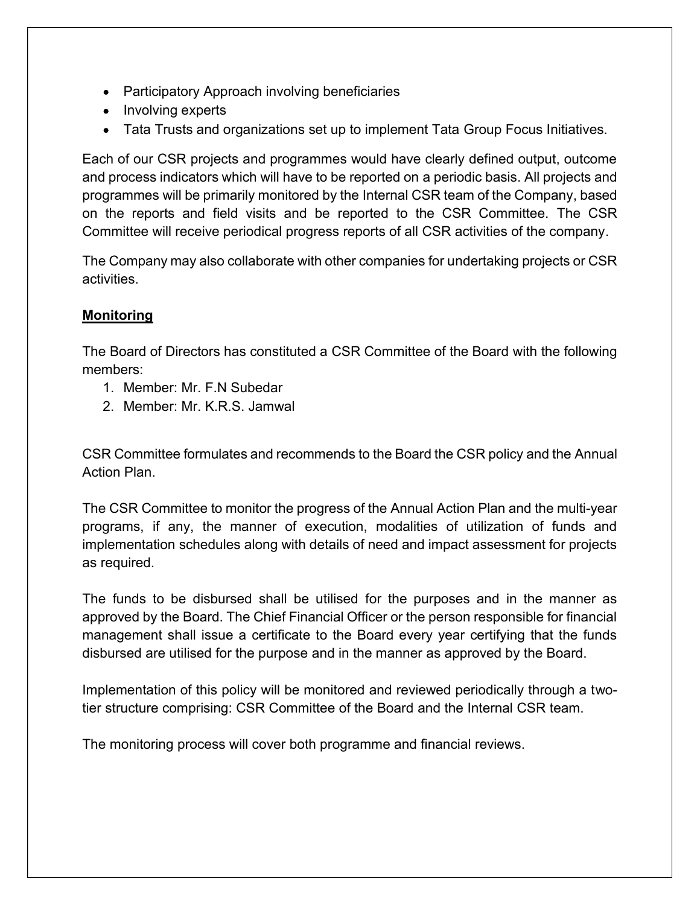- Participatory Approach involving beneficiaries
- Involving experts
- Tata Trusts and organizations set up to implement Tata Group Focus Initiatives.

Each of our CSR projects and programmes would have clearly defined output, outcome and process indicators which will have to be reported on a periodic basis. All projects and programmes will be primarily monitored by the Internal CSR team of the Company, based on the reports and field visits and be reported to the CSR Committee. The CSR Committee will receive periodical progress reports of all CSR activities of the company.

The Company may also collaborate with other companies for undertaking projects or CSR activities.

**Monitoring**

The Board of Directors has constituted a CSR Committee of the Board with the following members:

1. Member: Mr. F.N Subedar
2. Member: Mr. K.R.S. Jamwal

CSR Committee formulates and recommends to the Board the CSR policy and the Annual Action Plan.

The CSR Committee to monitor the progress of the Annual Action Plan and the multi-year programs, if any, the manner of execution, modalities of utilization of funds and implementation schedules along with details of need and impact assessment for projects as required.

The funds to be disbursed shall be utilised for the purposes and in the manner as approved by the Board. The Chief Financial Officer or the person responsible for financial management shall issue a certificate to the Board every year certifying that the funds disbursed are utilised for the purpose and in the manner as approved by the Board.

Implementation of this policy will be monitored and reviewed periodically through a two-tier structure comprising: CSR Committee of the Board and the Internal CSR team.

The monitoring process will cover both programme and financial reviews.